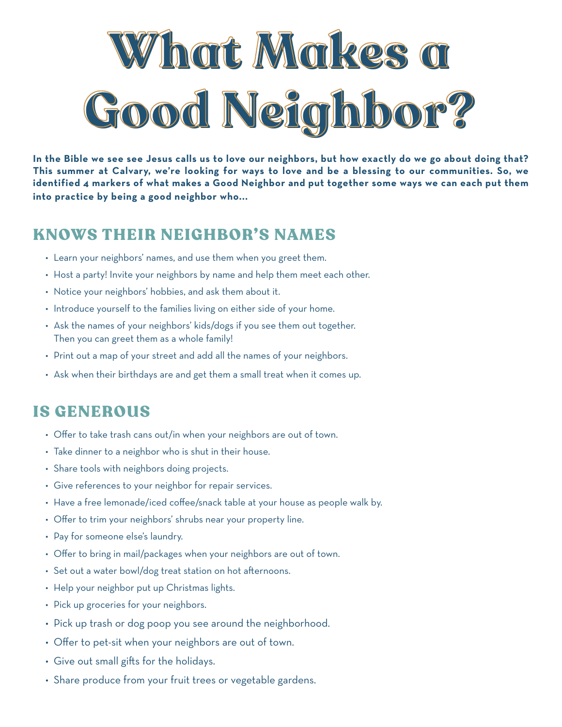# What Makes a Good Neighbor?

**In the Bible we see see Jesus calls us to love our neighbors, but how exactly do we go about doing that? This summer at Calvary, we're looking for ways to love and be a blessing to our communities. So, we identified 4 markers of what makes a Good Neighbor and put together some ways we can each put them into practice by being a good neighbor who...**

## KNOWS THEIR NEIGHBOR'S NAMES

- Learn your neighbors' names, and use them when you greet them.
- Host a party! Invite your neighbors by name and help them meet each other.
- Notice your neighbors' hobbies, and ask them about it.
- Introduce yourself to the families living on either side of your home.
- Ask the names of your neighbors' kids/dogs if you see them out together. Then you can greet them as a whole family!
- Print out a map of your street and add all the names of your neighbors.
- Ask when their birthdays are and get them a small treat when it comes up.

## IS GENEROUS

- Offer to take trash cans out/in when your neighbors are out of town.
- Take dinner to a neighbor who is shut in their house.
- Share tools with neighbors doing projects.
- Give references to your neighbor for repair services.
- Have a free lemonade/iced coffee/snack table at your house as people walk by.
- Offer to trim your neighbors' shrubs near your property line.
- Pay for someone else's laundry.
- Offer to bring in mail/packages when your neighbors are out of town.
- Set out a water bowl/dog treat station on hot afternoons.
- Help your neighbor put up Christmas lights.
- Pick up groceries for your neighbors.
- Pick up trash or dog poop you see around the neighborhood.
- Offer to pet-sit when your neighbors are out of town.
- Give out small gifts for the holidays.
- Share produce from your fruit trees or vegetable gardens.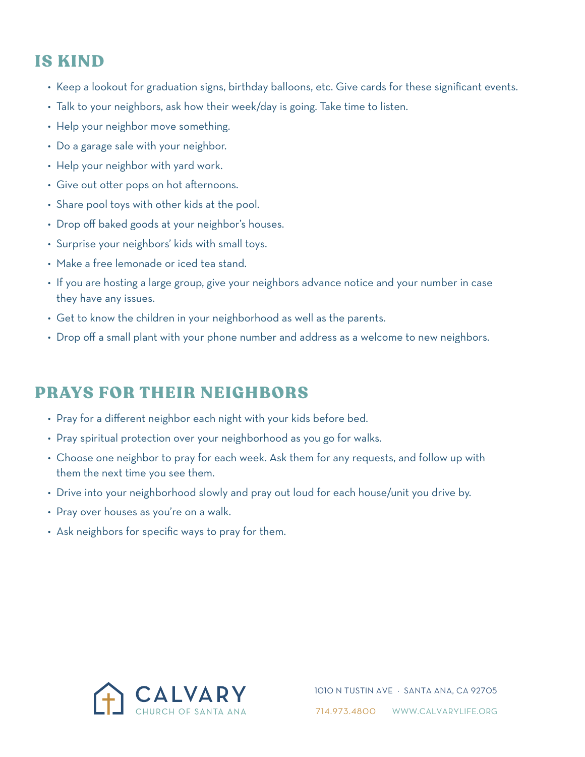## IS KIND

- Keep a lookout for graduation signs, birthday balloons, etc. Give cards for these significant events.
- Talk to your neighbors, ask how their week/day is going. Take time to listen.
- Help your neighbor move something.
- Do a garage sale with your neighbor.
- Help your neighbor with yard work.
- Give out otter pops on hot afternoons.
- Share pool toys with other kids at the pool.
- Drop off baked goods at your neighbor's houses.
- Surprise your neighbors' kids with small toys.
- Make a free lemonade or iced tea stand.
- If you are hosting a large group, give your neighbors advance notice and your number in case they have any issues.
- Get to know the children in your neighborhood as well as the parents.
- Drop off a small plant with your phone number and address as a welcome to new neighbors.

## PRAYS FOR THEIR NEIGHBORS

- Pray for a different neighbor each night with your kids before bed.
- Pray spiritual protection over your neighborhood as you go for walks.
- Choose one neighbor to pray for each week. Ask them for any requests, and follow up with them the next time you see them.
- Drive into your neighborhood slowly and pray out loud for each house/unit you drive by.
- Pray over houses as you're on a walk.
- Ask neighbors for specific ways to pray for them.

CALVARY
CHURCH OF SANTA ANA

1010 N TUSTIN AVE · SANTA ANA, CA 92705

714.973.4800 WWW.CALVARYLIFE.ORG